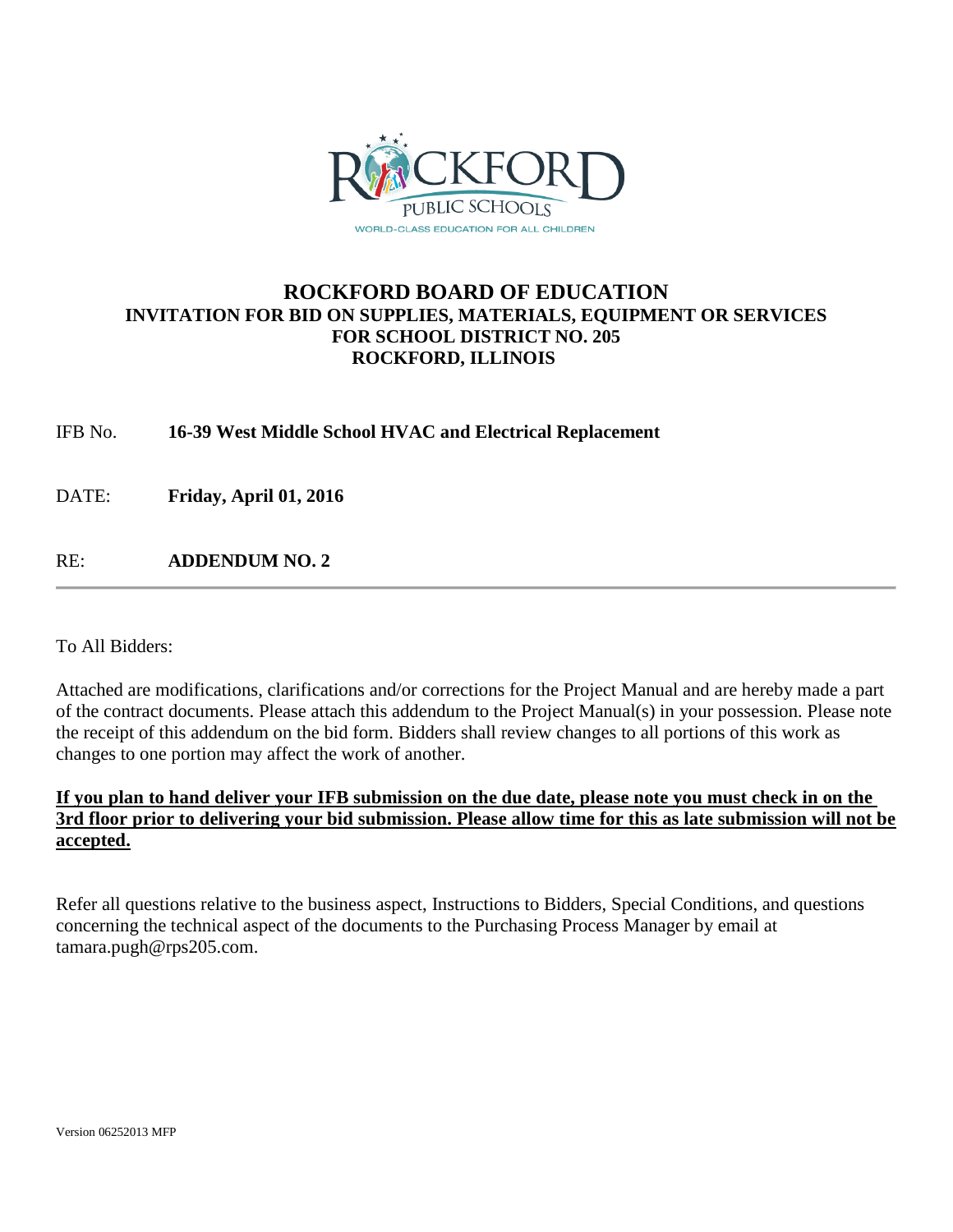ROCKFORD PUBLIC SCHOOLS

WORLD-CLASS EDUCATION FOR ALL CHILDREN

# ROCKFORD BOARD OF EDUCATION

## INVITATION FOR BID ON SUPPLIES, MATERIALS, EQUIPMENT OR SERVICES FOR SCHOOL DISTRICT NO. 205 ROCKFORD, ILLINOIS

IFB No. **16-39 West Middle School HVAC and Electrical Replacement**

DATE: **Friday, April 01, 2016**

RE: **ADDENDUM NO. 2**

---

To All Bidders:

Attached are modifications, clarifications and/or corrections for the Project Manual and are hereby made a part of the contract documents. Please attach this addendum to the Project Manual(s) in your possession. Please note the receipt of this addendum on the bid form. Bidders shall review changes to all portions of this work as changes to one portion may affect the work of another.

**<u>If you plan to hand deliver your IFB submission on the due date, please note you must check in on the 3rd floor prior to delivering your bid submission. Please allow time for this as late submission will not be accepted.</u>**

Refer all questions relative to the business aspect, Instructions to Bidders, Special Conditions, and questions concerning the technical aspect of the documents to the Purchasing Process Manager by email at tamara.pugh@rps205.com.

Version 06252013 MFP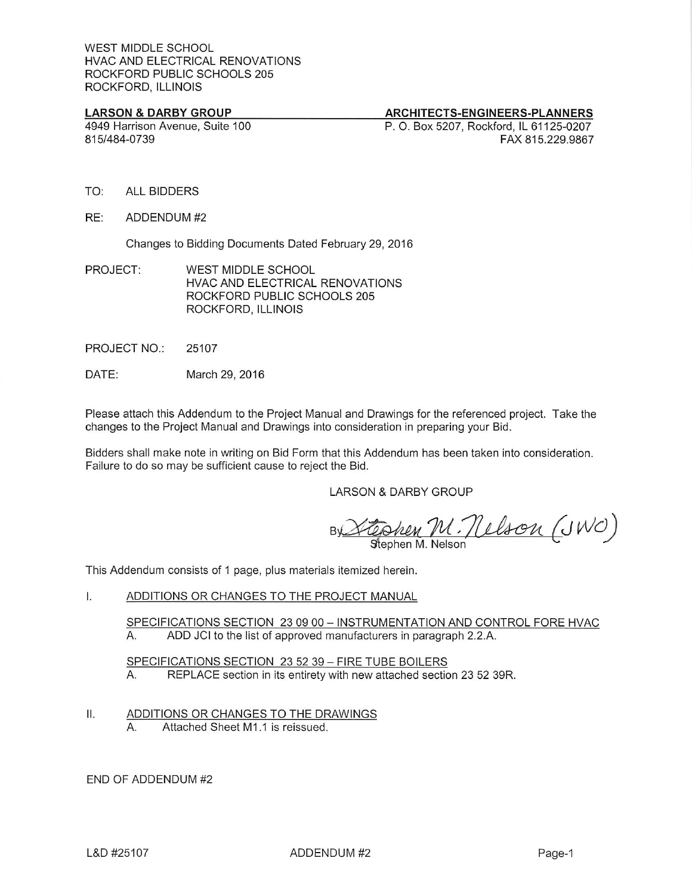WEST MIDDLE SCHOOL
HVAC AND ELECTRICAL RENOVATIONS
ROCKFORD PUBLIC SCHOOLS 205
ROCKFORD, ILLINOIS

**LARSON & DARBY GROUP** — **ARCHITECTS-ENGINEERS-PLANNERS**

4949 Harrison Avenue, Suite 100 — P. O. Box 5207, Rockford, IL 61125-0207
815/484-0739 — FAX 815.229.9867

TO: ALL BIDDERS

RE: ADDENDUM #2

Changes to Bidding Documents Dated February 29, 2016

PROJECT: WEST MIDDLE SCHOOL
HVAC AND ELECTRICAL RENOVATIONS
ROCKFORD PUBLIC SCHOOLS 205
ROCKFORD, ILLINOIS

PROJECT NO.: 25107

DATE: March 29, 2016

Please attach this Addendum to the Project Manual and Drawings for the referenced project. Take the changes to the Project Manual and Drawings into consideration in preparing your Bid.

Bidders shall make note in writing on Bid Form that this Addendum has been taken into consideration. Failure to do so may be sufficient cause to reject the Bid.

LARSON & DARBY GROUP

By Stephen M. Nelson (JWO)
Stephen M. Nelson

This Addendum consists of 1 page, plus materials itemized herein.

I. ADDITIONS OR CHANGES TO THE PROJECT MANUAL

SPECIFICATIONS SECTION 23 09 00 – INSTRUMENTATION AND CONTROL FORE HVAC

A. ADD JCI to the list of approved manufacturers in paragraph 2.2.A.

SPECIFICATIONS SECTION 23 52 39 – FIRE TUBE BOILERS

A. REPLACE section in its entirety with new attached section 23 52 39R.

II. ADDITIONS OR CHANGES TO THE DRAWINGS

A. Attached Sheet M1.1 is reissued.

END OF ADDENDUM #2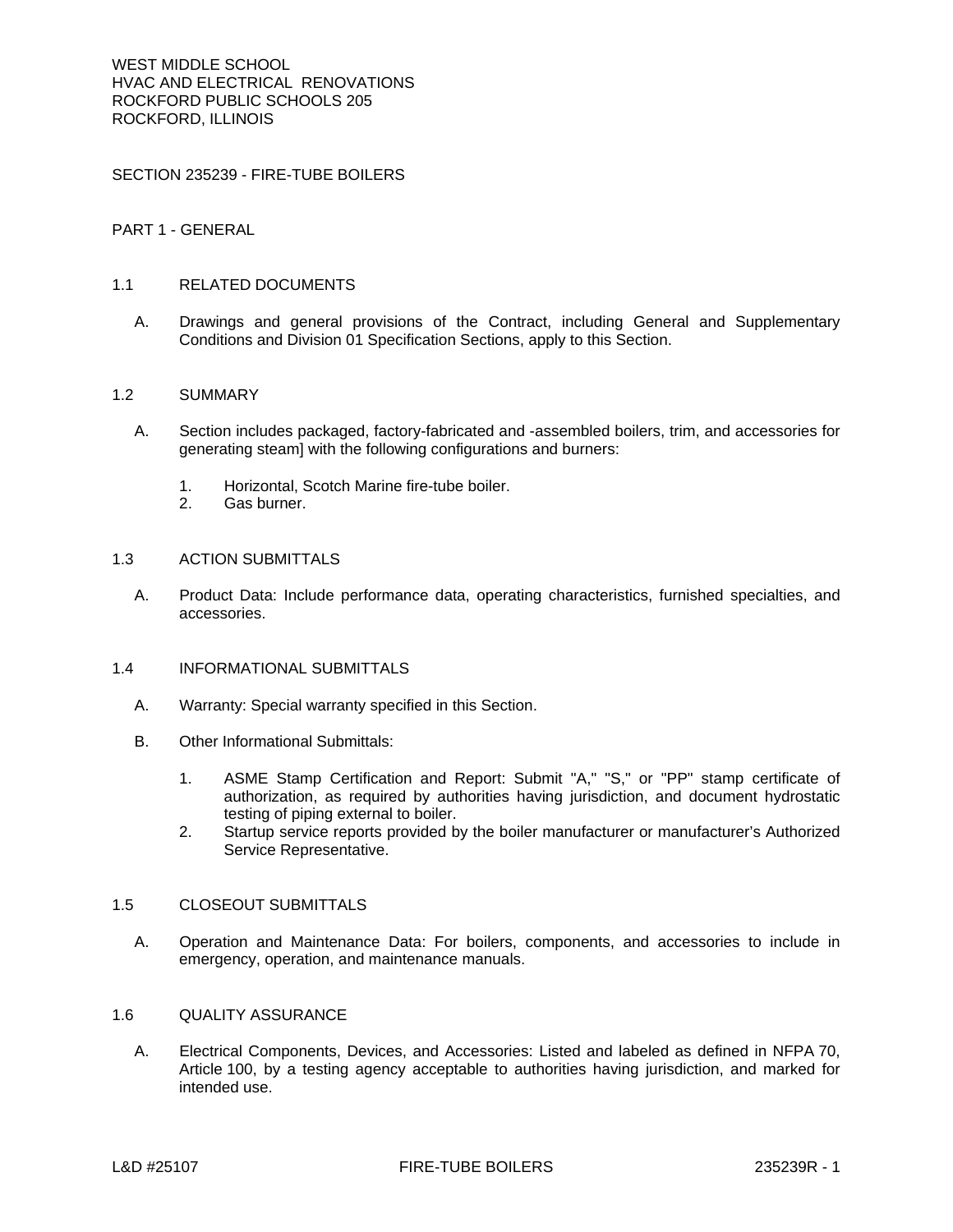# SECTION 235239 - FIRE-TUBE BOILERS

## PART 1 - GENERAL

### 1.1 RELATED DOCUMENTS

A. Drawings and general provisions of the Contract, including General and Supplementary Conditions and Division 01 Specification Sections, apply to this Section.

### 1.2 SUMMARY

A. Section includes packaged, factory-fabricated and -assembled boilers, trim, and accessories for generating steam] with the following configurations and burners:

1. Horizontal, Scotch Marine fire-tube boiler.
2. Gas burner.

### 1.3 ACTION SUBMITTALS

A. Product Data: Include performance data, operating characteristics, furnished specialties, and accessories.

### 1.4 INFORMATIONAL SUBMITTALS

A. Warranty: Special warranty specified in this Section.

B. Other Informational Submittals:

1. ASME Stamp Certification and Report: Submit "A," "S," or "PP" stamp certificate of authorization, as required by authorities having jurisdiction, and document hydrostatic testing of piping external to boiler.
2. Startup service reports provided by the boiler manufacturer or manufacturer's Authorized Service Representative.

### 1.5 CLOSEOUT SUBMITTALS

A. Operation and Maintenance Data: For boilers, components, and accessories to include in emergency, operation, and maintenance manuals.

### 1.6 QUALITY ASSURANCE

A. Electrical Components, Devices, and Accessories: Listed and labeled as defined in NFPA 70, Article 100, by a testing agency acceptable to authorities having jurisdiction, and marked for intended use.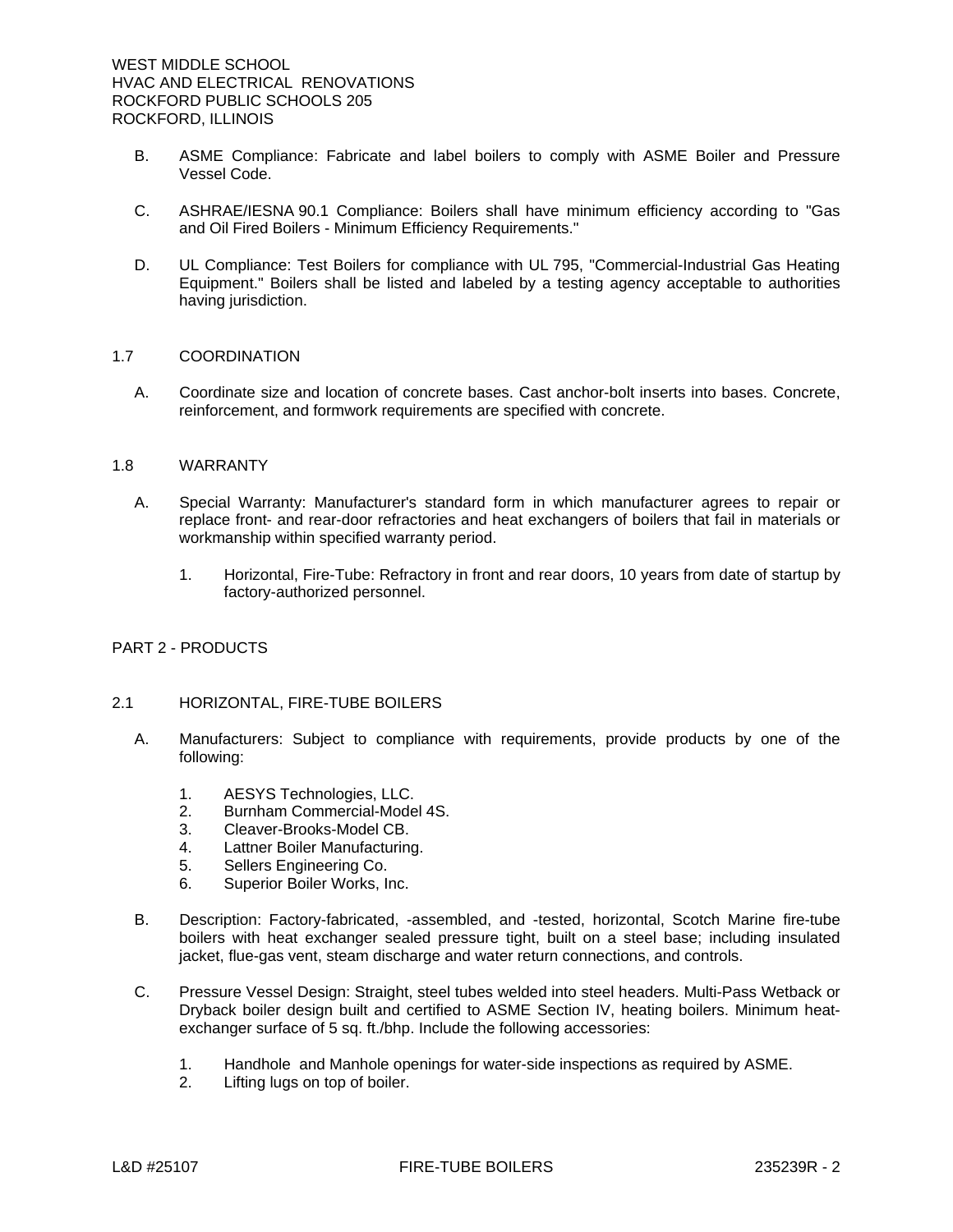B. ASME Compliance: Fabricate and label boilers to comply with ASME Boiler and Pressure Vessel Code.

C. ASHRAE/IESNA 90.1 Compliance: Boilers shall have minimum efficiency according to "Gas and Oil Fired Boilers - Minimum Efficiency Requirements."

D. UL Compliance: Test Boilers for compliance with UL 795, "Commercial-Industrial Gas Heating Equipment." Boilers shall be listed and labeled by a testing agency acceptable to authorities having jurisdiction.

## 1.7 COORDINATION

A. Coordinate size and location of concrete bases. Cast anchor-bolt inserts into bases. Concrete, reinforcement, and formwork requirements are specified with concrete.

## 1.8 WARRANTY

A. Special Warranty: Manufacturer's standard form in which manufacturer agrees to repair or replace front- and rear-door refractories and heat exchangers of boilers that fail in materials or workmanship within specified warranty period.

1. Horizontal, Fire-Tube: Refractory in front and rear doors, 10 years from date of startup by factory-authorized personnel.

# PART 2 - PRODUCTS

## 2.1 HORIZONTAL, FIRE-TUBE BOILERS

A. Manufacturers: Subject to compliance with requirements, provide products by one of the following:

1. AESYS Technologies, LLC.
2. Burnham Commercial-Model 4S.
3. Cleaver-Brooks-Model CB.
4. Lattner Boiler Manufacturing.
5. Sellers Engineering Co.
6. Superior Boiler Works, Inc.

B. Description: Factory-fabricated, -assembled, and -tested, horizontal, Scotch Marine fire-tube boilers with heat exchanger sealed pressure tight, built on a steel base; including insulated jacket, flue-gas vent, steam discharge and water return connections, and controls.

C. Pressure Vessel Design: Straight, steel tubes welded into steel headers. Multi-Pass Wetback or Dryback boiler design built and certified to ASME Section IV, heating boilers. Minimum heat-exchanger surface of 5 sq. ft./bhp. Include the following accessories:

1. Handhole and Manhole openings for water-side inspections as required by ASME.
2. Lifting lugs on top of boiler.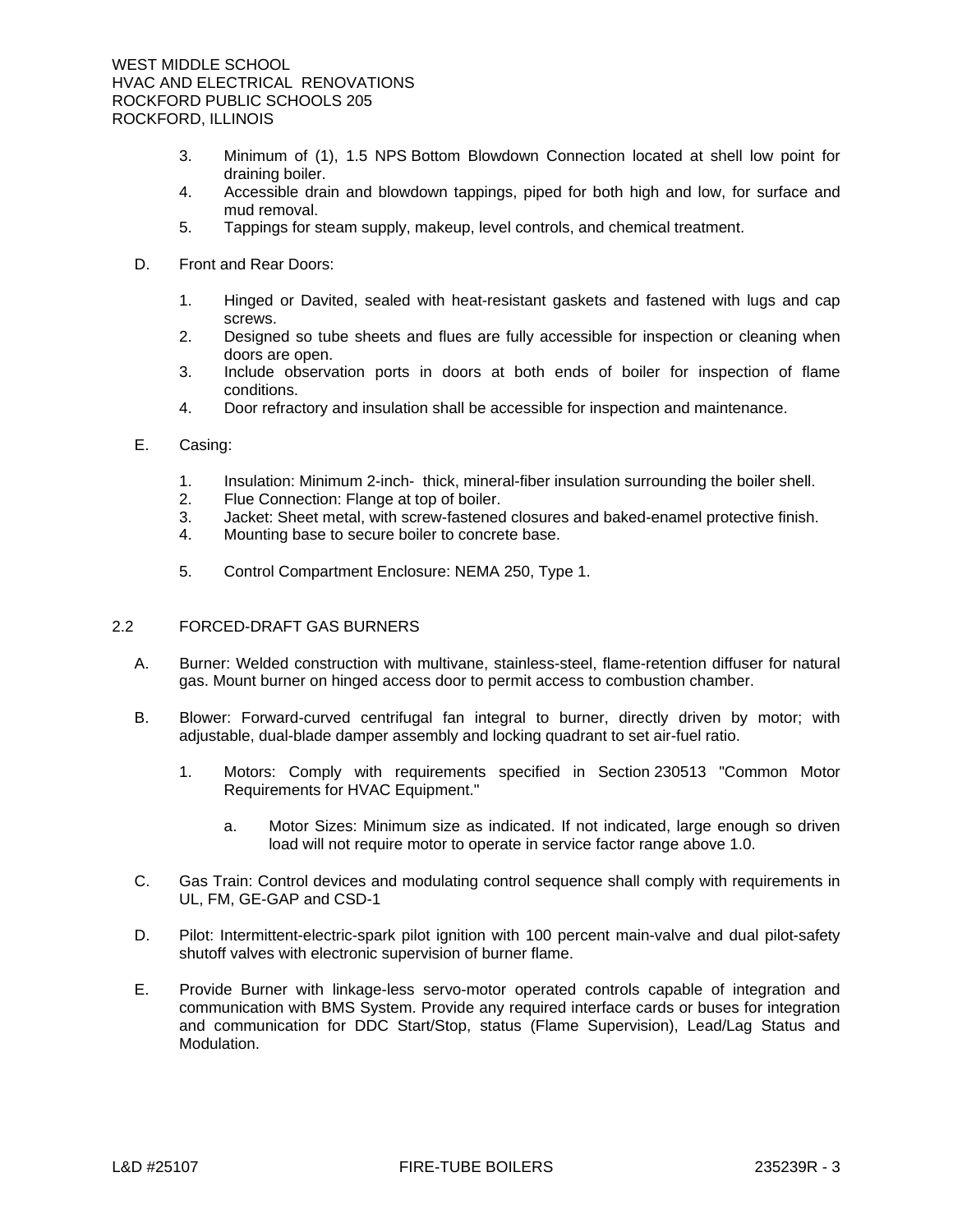3. Minimum of (1), 1.5 NPS Bottom Blowdown Connection located at shell low point for draining boiler.
4. Accessible drain and blowdown tappings, piped for both high and low, for surface and mud removal.
5. Tappings for steam supply, makeup, level controls, and chemical treatment.

D. Front and Rear Doors:

1. Hinged or Davited, sealed with heat-resistant gaskets and fastened with lugs and cap screws.
2. Designed so tube sheets and flues are fully accessible for inspection or cleaning when doors are open.
3. Include observation ports in doors at both ends of boiler for inspection of flame conditions.
4. Door refractory and insulation shall be accessible for inspection and maintenance.

E. Casing:

1. Insulation: Minimum 2-inch- thick, mineral-fiber insulation surrounding the boiler shell.
2. Flue Connection: Flange at top of boiler.
3. Jacket: Sheet metal, with screw-fastened closures and baked-enamel protective finish.
4. Mounting base to secure boiler to concrete base.
5. Control Compartment Enclosure: NEMA 250, Type 1.

## 2.2 FORCED-DRAFT GAS BURNERS

A. Burner: Welded construction with multivane, stainless-steel, flame-retention diffuser for natural gas. Mount burner on hinged access door to permit access to combustion chamber.

B. Blower: Forward-curved centrifugal fan integral to burner, directly driven by motor; with adjustable, dual-blade damper assembly and locking quadrant to set air-fuel ratio.

1. Motors: Comply with requirements specified in Section 230513 "Common Motor Requirements for HVAC Equipment."

   a. Motor Sizes: Minimum size as indicated. If not indicated, large enough so driven load will not require motor to operate in service factor range above 1.0.

C. Gas Train: Control devices and modulating control sequence shall comply with requirements in UL, FM, GE-GAP and CSD-1

D. Pilot: Intermittent-electric-spark pilot ignition with 100 percent main-valve and dual pilot-safety shutoff valves with electronic supervision of burner flame.

E. Provide Burner with linkage-less servo-motor operated controls capable of integration and communication with BMS System. Provide any required interface cards or buses for integration and communication for DDC Start/Stop, status (Flame Supervision), Lead/Lag Status and Modulation.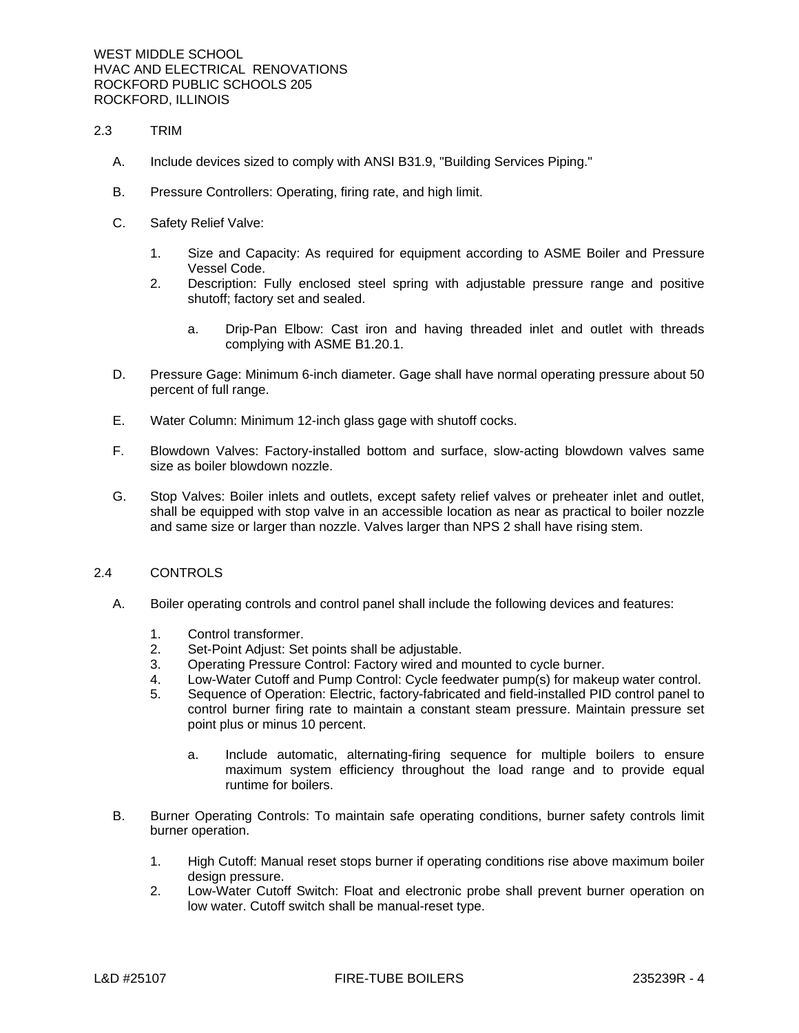## 2.3 TRIM

A. Include devices sized to comply with ANSI B31.9, "Building Services Piping."

B. Pressure Controllers: Operating, firing rate, and high limit.

C. Safety Relief Valve:

1. Size and Capacity: As required for equipment according to ASME Boiler and Pressure Vessel Code.
2. Description: Fully enclosed steel spring with adjustable pressure range and positive shutoff; factory set and sealed.

    a. Drip-Pan Elbow: Cast iron and having threaded inlet and outlet with threads complying with ASME B1.20.1.

D. Pressure Gage: Minimum 6-inch diameter. Gage shall have normal operating pressure about 50 percent of full range.

E. Water Column: Minimum 12-inch glass gage with shutoff cocks.

F. Blowdown Valves: Factory-installed bottom and surface, slow-acting blowdown valves same size as boiler blowdown nozzle.

G. Stop Valves: Boiler inlets and outlets, except safety relief valves or preheater inlet and outlet, shall be equipped with stop valve in an accessible location as near as practical to boiler nozzle and same size or larger than nozzle. Valves larger than NPS 2 shall have rising stem.

## 2.4 CONTROLS

A. Boiler operating controls and control panel shall include the following devices and features:

1. Control transformer.
2. Set-Point Adjust: Set points shall be adjustable.
3. Operating Pressure Control: Factory wired and mounted to cycle burner.
4. Low-Water Cutoff and Pump Control: Cycle feedwater pump(s) for makeup water control.
5. Sequence of Operation: Electric, factory-fabricated and field-installed PID control panel to control burner firing rate to maintain a constant steam pressure. Maintain pressure set point plus or minus 10 percent.

    a. Include automatic, alternating-firing sequence for multiple boilers to ensure maximum system efficiency throughout the load range and to provide equal runtime for boilers.

B. Burner Operating Controls: To maintain safe operating conditions, burner safety controls limit burner operation.

1. High Cutoff: Manual reset stops burner if operating conditions rise above maximum boiler design pressure.
2. Low-Water Cutoff Switch: Float and electronic probe shall prevent burner operation on low water. Cutoff switch shall be manual-reset type.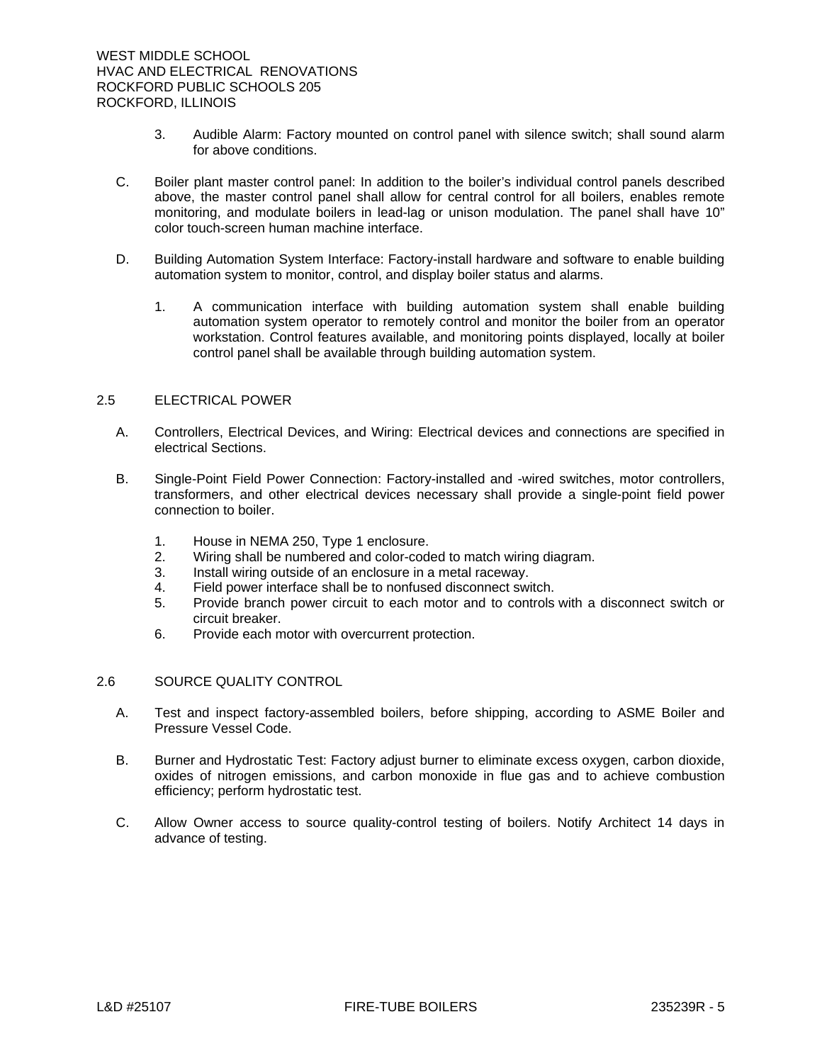3. Audible Alarm: Factory mounted on control panel with silence switch; shall sound alarm for above conditions.

C. Boiler plant master control panel: In addition to the boiler's individual control panels described above, the master control panel shall allow for central control for all boilers, enables remote monitoring, and modulate boilers in lead-lag or unison modulation. The panel shall have 10" color touch-screen human machine interface.

D. Building Automation System Interface: Factory-install hardware and software to enable building automation system to monitor, control, and display boiler status and alarms.

   1. A communication interface with building automation system shall enable building automation system operator to remotely control and monitor the boiler from an operator workstation. Control features available, and monitoring points displayed, locally at boiler control panel shall be available through building automation system.

## 2.5 ELECTRICAL POWER

A. Controllers, Electrical Devices, and Wiring: Electrical devices and connections are specified in electrical Sections.

B. Single-Point Field Power Connection: Factory-installed and -wired switches, motor controllers, transformers, and other electrical devices necessary shall provide a single-point field power connection to boiler.

   1. House in NEMA 250, Type 1 enclosure.
   2. Wiring shall be numbered and color-coded to match wiring diagram.
   3. Install wiring outside of an enclosure in a metal raceway.
   4. Field power interface shall be to nonfused disconnect switch.
   5. Provide branch power circuit to each motor and to controls with a disconnect switch or circuit breaker.
   6. Provide each motor with overcurrent protection.

## 2.6 SOURCE QUALITY CONTROL

A. Test and inspect factory-assembled boilers, before shipping, according to ASME Boiler and Pressure Vessel Code.

B. Burner and Hydrostatic Test: Factory adjust burner to eliminate excess oxygen, carbon dioxide, oxides of nitrogen emissions, and carbon monoxide in flue gas and to achieve combustion efficiency; perform hydrostatic test.

C. Allow Owner access to source quality-control testing of boilers. Notify Architect 14 days in advance of testing.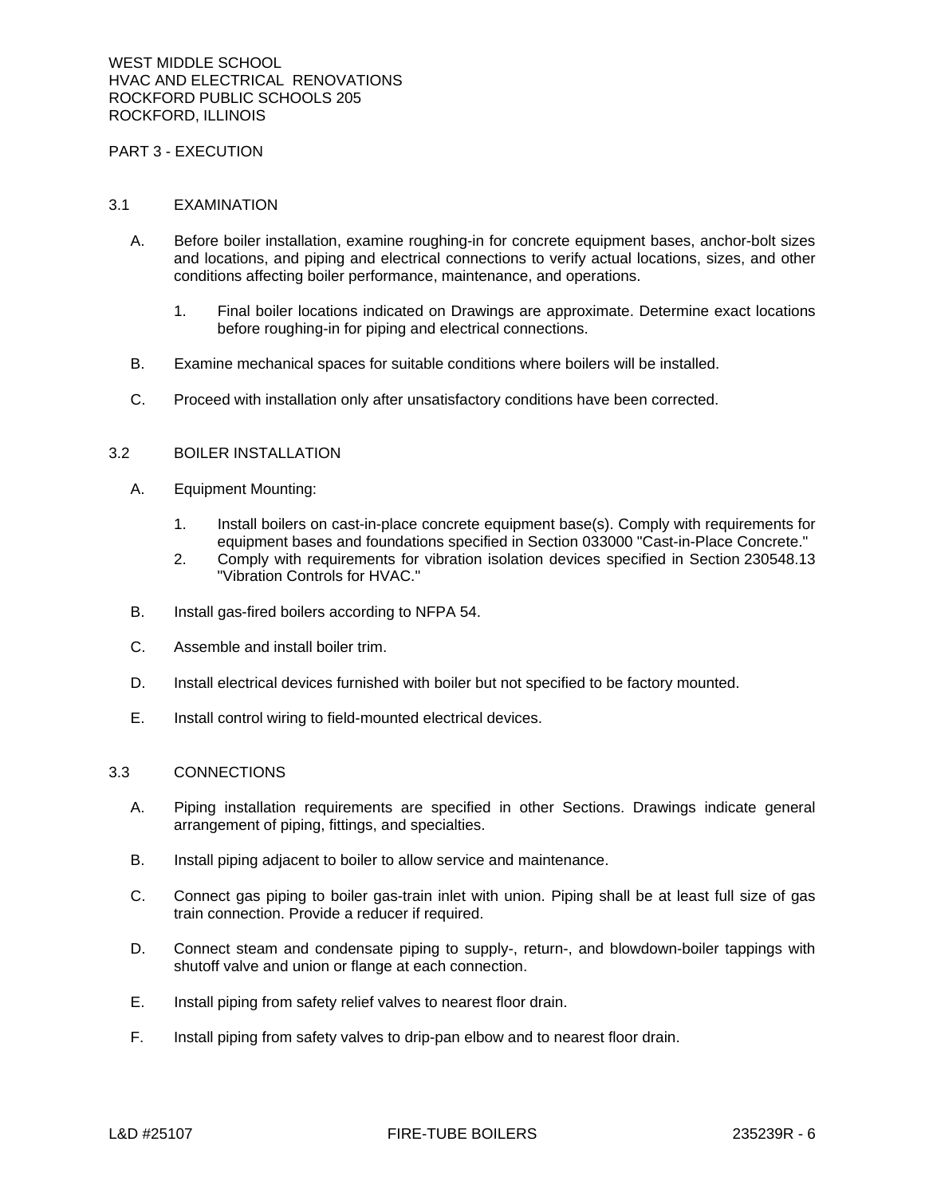## PART 3 - EXECUTION

### 3.1 EXAMINATION

A. Before boiler installation, examine roughing-in for concrete equipment bases, anchor-bolt sizes and locations, and piping and electrical connections to verify actual locations, sizes, and other conditions affecting boiler performance, maintenance, and operations.

   1. Final boiler locations indicated on Drawings are approximate. Determine exact locations before roughing-in for piping and electrical connections.

B. Examine mechanical spaces for suitable conditions where boilers will be installed.

C. Proceed with installation only after unsatisfactory conditions have been corrected.

### 3.2 BOILER INSTALLATION

A. Equipment Mounting:

   1. Install boilers on cast-in-place concrete equipment base(s). Comply with requirements for equipment bases and foundations specified in Section 033000 "Cast-in-Place Concrete."
   2. Comply with requirements for vibration isolation devices specified in Section 230548.13 "Vibration Controls for HVAC."

B. Install gas-fired boilers according to NFPA 54.

C. Assemble and install boiler trim.

D. Install electrical devices furnished with boiler but not specified to be factory mounted.

E. Install control wiring to field-mounted electrical devices.

### 3.3 CONNECTIONS

A. Piping installation requirements are specified in other Sections. Drawings indicate general arrangement of piping, fittings, and specialties.

B. Install piping adjacent to boiler to allow service and maintenance.

C. Connect gas piping to boiler gas-train inlet with union. Piping shall be at least full size of gas train connection. Provide a reducer if required.

D. Connect steam and condensate piping to supply-, return-, and blowdown-boiler tappings with shutoff valve and union or flange at each connection.

E. Install piping from safety relief valves to nearest floor drain.

F. Install piping from safety valves to drip-pan elbow and to nearest floor drain.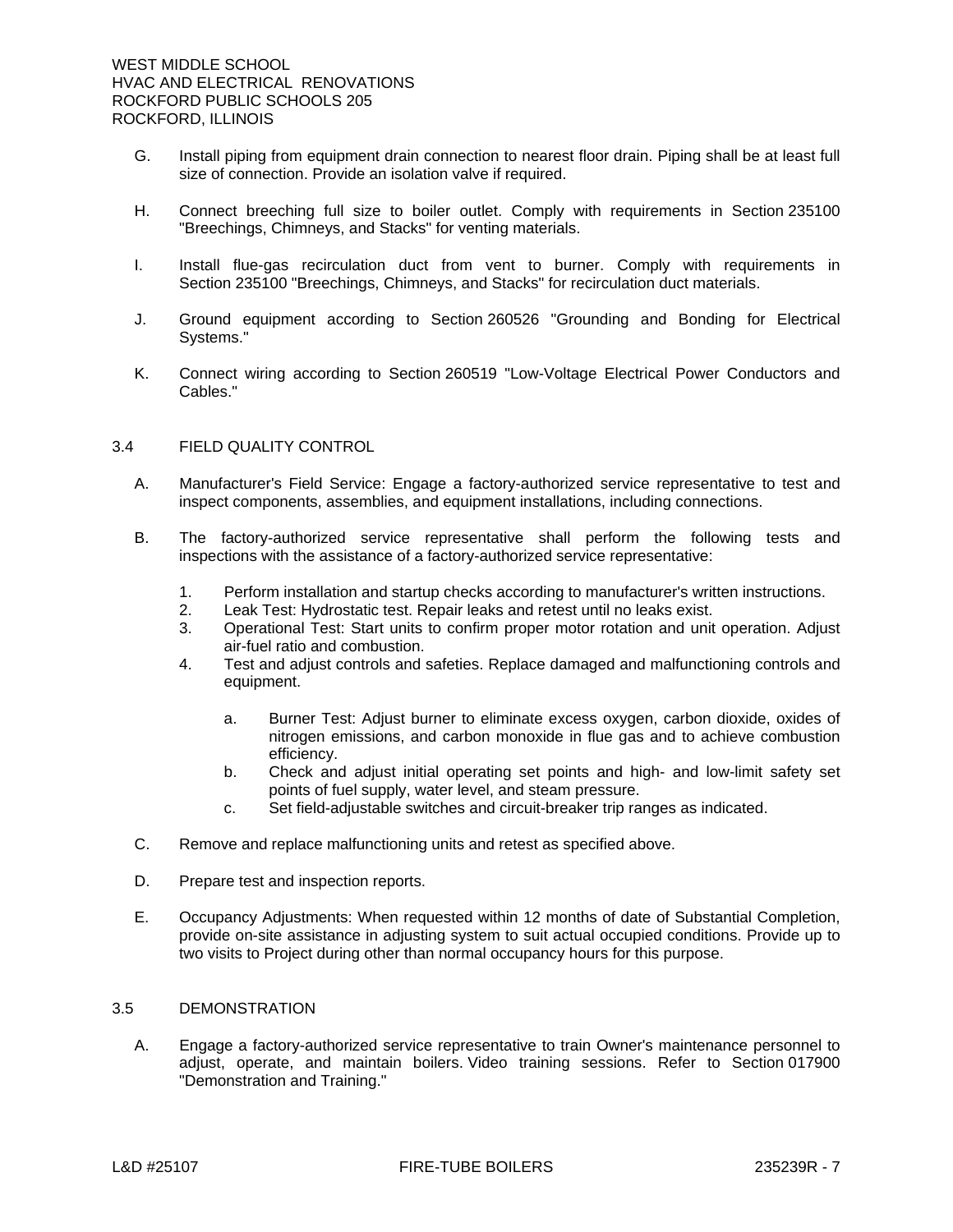G. Install piping from equipment drain connection to nearest floor drain. Piping shall be at least full size of connection. Provide an isolation valve if required.

H. Connect breeching full size to boiler outlet. Comply with requirements in Section 235100 "Breechings, Chimneys, and Stacks" for venting materials.

I. Install flue-gas recirculation duct from vent to burner. Comply with requirements in Section 235100 "Breechings, Chimneys, and Stacks" for recirculation duct materials.

J. Ground equipment according to Section 260526 "Grounding and Bonding for Electrical Systems."

K. Connect wiring according to Section 260519 "Low-Voltage Electrical Power Conductors and Cables."

## 3.4 FIELD QUALITY CONTROL

A. Manufacturer's Field Service: Engage a factory-authorized service representative to test and inspect components, assemblies, and equipment installations, including connections.

B. The factory-authorized service representative shall perform the following tests and inspections with the assistance of a factory-authorized service representative:

1. Perform installation and startup checks according to manufacturer's written instructions.
2. Leak Test: Hydrostatic test. Repair leaks and retest until no leaks exist.
3. Operational Test: Start units to confirm proper motor rotation and unit operation. Adjust air-fuel ratio and combustion.
4. Test and adjust controls and safeties. Replace damaged and malfunctioning controls and equipment.

   a. Burner Test: Adjust burner to eliminate excess oxygen, carbon dioxide, oxides of nitrogen emissions, and carbon monoxide in flue gas and to achieve combustion efficiency.
   b. Check and adjust initial operating set points and high- and low-limit safety set points of fuel supply, water level, and steam pressure.
   c. Set field-adjustable switches and circuit-breaker trip ranges as indicated.

C. Remove and replace malfunctioning units and retest as specified above.

D. Prepare test and inspection reports.

E. Occupancy Adjustments: When requested within 12 months of date of Substantial Completion, provide on-site assistance in adjusting system to suit actual occupied conditions. Provide up to two visits to Project during other than normal occupancy hours for this purpose.

## 3.5 DEMONSTRATION

A. Engage a factory-authorized service representative to train Owner's maintenance personnel to adjust, operate, and maintain boilers. Video training sessions. Refer to Section 017900 "Demonstration and Training."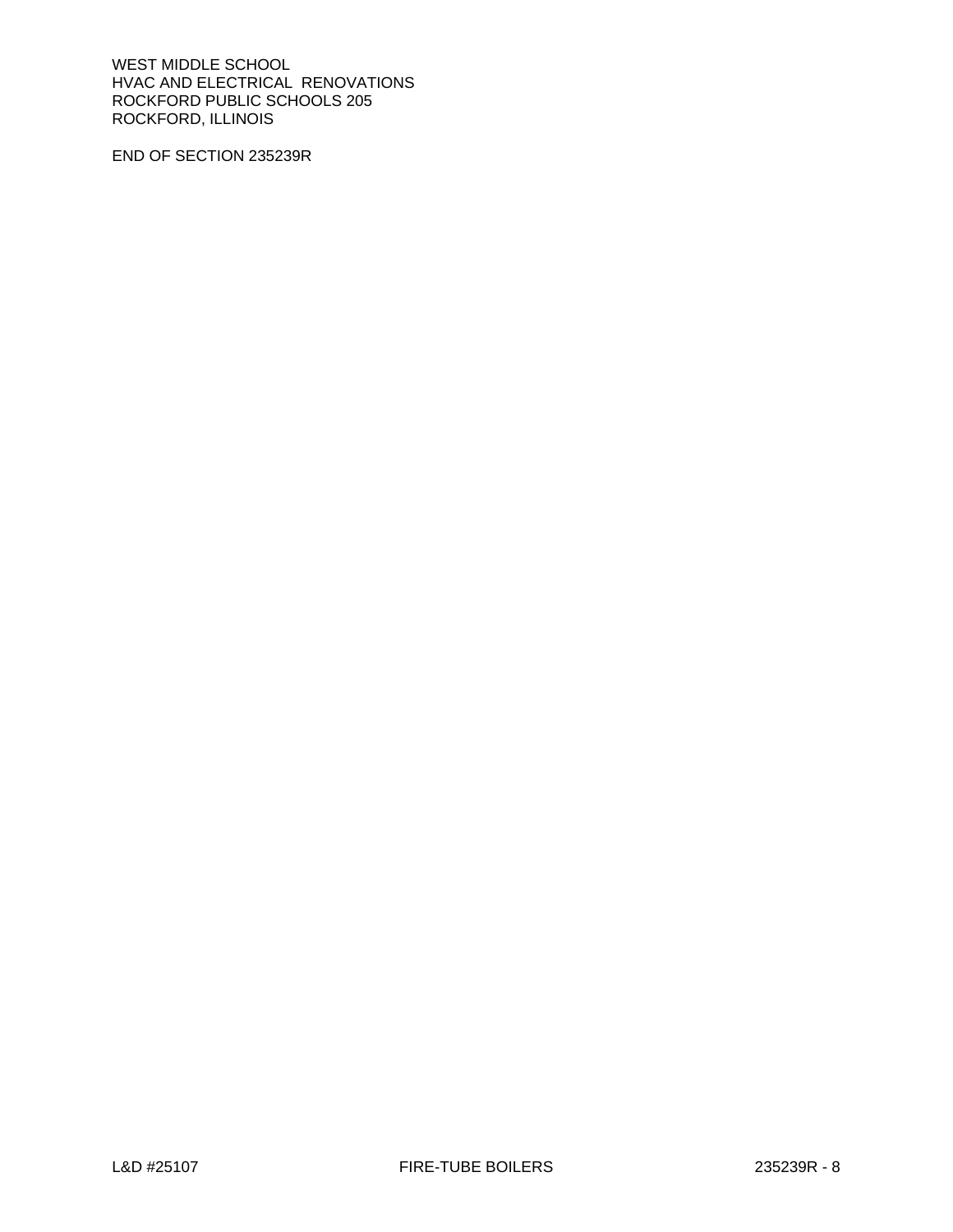END OF SECTION 235239R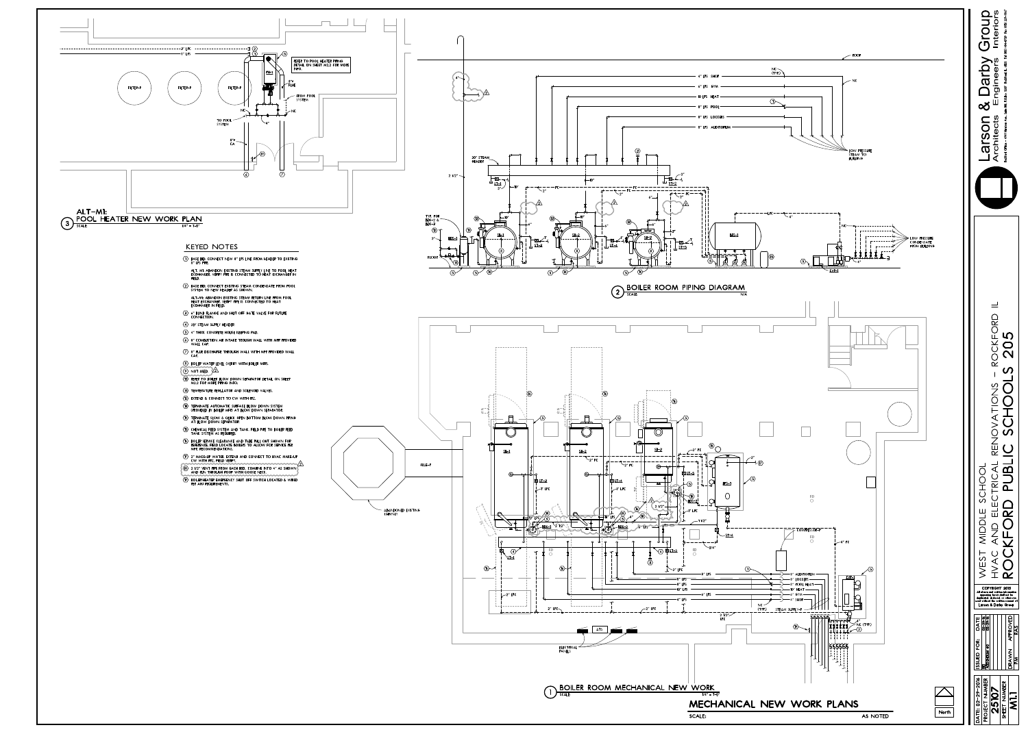## ALT-M1: POOL HEATER NEW WORK PLAN

SCALE 1/4" = 1'-0"

## KEYED NOTES

1. BASE BID: CONNECT NEW 8" LPS LINE FROM HEADER TO EXISTING 8" LPS PIPE.

   ALT. M1: ABANDON EXISTING STEAM SUPPLY LINE TO POOL HEAT EXCHANGER. VERIFY PIPE IS CONNECTED TO HEAT EXCHANGER IN FIELD.

2. BASE BID: CONNECT EXISTING STEAM CONDENSATE FROM POOL SYSTEM TO NEW HEADER AS SHOWN.

   ALT-M1: ABANDON EXISTING STEAM RETURN LINE FROM POOL HEAT EXCHANGER. VERIFY PIPE IS CONNECTED TO HEAT EXCHANGER IN FIELD.

3. 4" BLIND FLANGE AND SHUT OFF GATE VALVE FOR FUTURE CONNECTION.

4. 20" STEAM SUPPLY HEADER.

5. 4" THICK CONCRETE HOUSE KEEPING PAD.

6. 8" COMBUSTION AIR INTAKE THROUGH WALL WITH MFR PROVIDED WALL CAP.

7. 8" FLUE DISCHARGE THROUGH WALL WITH MFR PROVIDED WALL CAP.

8. BOILER WATER LEVEL CHECK WITH BOILER MFR.

9. NOT USED.

10. REFER TO BOILER BLOW DOWN SEPARATOR DETAIL ON SHEET M2.2 FOR MORE PIPING INFO.

11. TEMPERATURE REGULATOR AND SOLENOID VALVES.

12. EXTEND & CONNECT TO CW WITH RPZ.

13. TERMINATE AUTOMATIC SURFACE BLOW DOWN SYSTEM PROVIDED BY BOILER MFR AT BLOW DOWN SEPARATOR.

14. TERMINATE SLOW & QUICK OPEN BOTTOM BLOW DOWN PIPING AT BLOW DOWN SEPARATOR.

15. CHEMICAL FEED SYSTEM AND TANK. FIELD PIPE TO BOILER FEED TANK SYSTEM AS REQUIRED.

16. BOILER SERVICE CLEARANCE AND TUBE PULL OUT SHOWN FOR REFERENCE. FIELD LOCATE BOILERS TO ALLOW FOR SERVICE PER MFR RECOMMENDATIONS.

17. 2" MAKE-UP WATER. EXTEND AND CONNECT TO HVAC MAKE-UP CW WITH RPZ. FIELD VERIFY.

18. 2 1/2" VENT PIPE FROM EACH BFD. COMBINE INTO 4" AS SHOWN AND RUN THROUGH ROOF WITH GOOSE NECK.

19. BOILER HEATER EMERGENCY SHUT OFF SWITCH LOCATED & WIRED PER AHJ REQUIREMENTS.

## BOILER ROOM PIPING DIAGRAM

SCALE N/A

## BOILER ROOM MECHANICAL NEW WORK

SCALE 1/4" = 1'-0"

## MECHANICAL NEW WORK PLANS

SCALE: AS NOTED

Larson & Darby Group
Architects Engineers Interiors

WEST MIDDLE SCHOOL
HVAC AND ELECTRICAL RENOVATIONS – ROCKFORD IL
ROCKFORD PUBLIC SCHOOLS 205

COPYRIGHT 2015
Larson & Darby Group

DATE: 02-29-2016
PROJECT NUMBER 25107
SHEET NUMBER M1.1